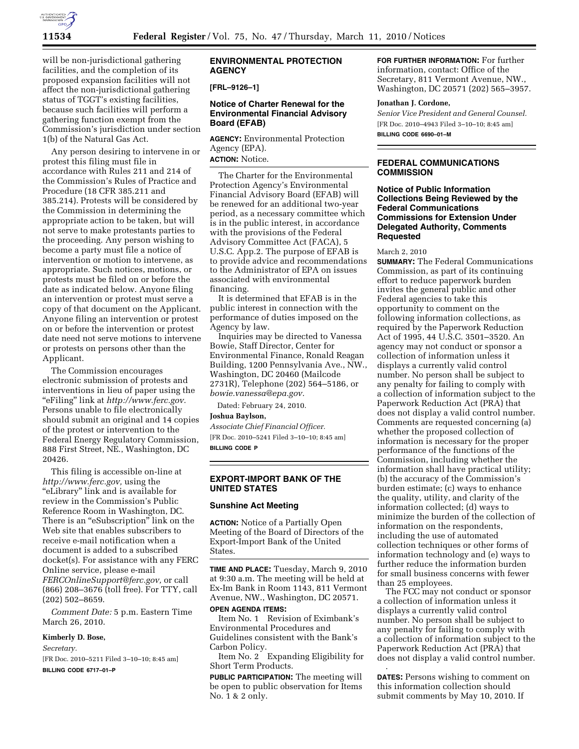will be non-jurisdictional gathering facilities, and the completion of its proposed expansion facilities will not affect the non-jurisdictional gathering status of TGGT's existing facilities, because such facilities will perform a gathering function exempt from the Commission's jurisdiction under section 1(b) of the Natural Gas Act.

Any person desiring to intervene in or protest this filing must file in accordance with Rules 211 and 214 of the Commission's Rules of Practice and Procedure (18 CFR 385.211 and 385.214). Protests will be considered by the Commission in determining the appropriate action to be taken, but will not serve to make protestants parties to the proceeding. Any person wishing to become a party must file a notice of intervention or motion to intervene, as appropriate. Such notices, motions, or protests must be filed on or before the date as indicated below. Anyone filing an intervention or protest must serve a copy of that document on the Applicant. Anyone filing an intervention or protest on or before the intervention or protest date need not serve motions to intervene or protests on persons other than the Applicant.

The Commission encourages electronic submission of protests and interventions in lieu of paper using the "eFiling" link at *http://www.ferc.gov*. Persons unable to file electronically should submit an original and 14 copies of the protest or intervention to the Federal Energy Regulatory Commission, 888 First Street, NE., Washington, DC 20426.

This filing is accessible on-line at *http://www.ferc.gov,* using the "eLibrary" link and is available for review in the Commission's Public Reference Room in Washington, DC. There is an "eSubscription" link on the Web site that enables subscribers to receive e-mail notification when a document is added to a subscribed docket(s). For assistance with any FERC Online service, please e-mail *FERCOnlineSupport@ferc.gov,* or call (866) 208–3676 (toll free). For TTY, call (202) 502–8659.

*Comment Date:* 5 p.m. Eastern Time March 26, 2010.

**Kimberly D. Bose,**

*Secretary.*

[FR Doc. 2010–5211 Filed 3–10–10; 8:45 am]

**BILLING CODE 6717–01–P**

## ENVIRONMENTAL PROTECTION AGENCY

**[FRL–9126–1]**

### Notice of Charter Renewal for the Environmental Financial Advisory Board (EFAB)

**AGENCY:** Environmental Protection Agency (EPA).

**ACTION:** Notice.

The Charter for the Environmental Protection Agency's Environmental Financial Advisory Board (EFAB) will be renewed for an additional two-year period, as a necessary committee which is in the public interest, in accordance with the provisions of the Federal Advisory Committee Act (FACA), 5 U.S.C. App.2. The purpose of EFAB is to provide advice and recommendations to the Administrator of EPA on issues associated with environmental financing.

It is determined that EFAB is in the public interest in connection with the performance of duties imposed on the Agency by law.

Inquiries may be directed to Vanessa Bowie, Staff Director, Center for Environmental Finance, Ronald Reagan Building, 1200 Pennsylvania Ave., NW., Washington, DC 20460 (Mailcode 2731R), Telephone (202) 564–5186, or *bowie.vanessa@epa.gov*.

Dated: February 24, 2010.

**Joshua Baylson,**

*Associate Chief Financial Officer.*

[FR Doc. 2010–5241 Filed 3–10–10; 8:45 am]

**BILLING CODE P**

## EXPORT-IMPORT BANK OF THE UNITED STATES

### Sunshine Act Meeting

**ACTION:** Notice of a Partially Open Meeting of the Board of Directors of the Export-Import Bank of the United States.

**TIME AND PLACE:** Tuesday, March 9, 2010 at 9:30 a.m. The meeting will be held at Ex-Im Bank in Room 1143, 811 Vermont Avenue, NW., Washington, DC 20571.

**OPEN AGENDA ITEMS:**

Item No. 1 Revision of Eximbank's Environmental Procedures and Guidelines consistent with the Bank's Carbon Policy.

Item No. 2 Expanding Eligibility for Short Term Products.

**PUBLIC PARTICIPATION:** The meeting will be open to public observation for Items No. 1 & 2 only.

**FOR FURTHER INFORMATION:** For further information, contact: Office of the Secretary, 811 Vermont Avenue, NW., Washington, DC 20571 (202) 565–3957.

**Jonathan J. Cordone,**

*Senior Vice President and General Counsel.*

[FR Doc. 2010–4943 Filed 3–10–10; 8:45 am]

**BILLING CODE 6690–01–M**

## FEDERAL COMMUNICATIONS COMMISSION

### Notice of Public Information Collections Being Reviewed by the Federal Communications Commissions for Extension Under Delegated Authority, Comments Requested

March 2, 2010

**SUMMARY:** The Federal Communications Commission, as part of its continuing effort to reduce paperwork burden invites the general public and other Federal agencies to take this opportunity to comment on the following information collections, as required by the Paperwork Reduction Act of 1995, 44 U.S.C. 3501–3520. An agency may not conduct or sponsor a collection of information unless it displays a currently valid control number. No person shall be subject to any penalty for failing to comply with a collection of information subject to the Paperwork Reduction Act (PRA) that does not display a valid control number. Comments are requested concerning (a) whether the proposed collection of information is necessary for the proper performance of the functions of the Commission, including whether the information shall have practical utility; (b) the accuracy of the Commission's burden estimate; (c) ways to enhance the quality, utility, and clarity of the information collected; (d) ways to minimize the burden of the collection of information on the respondents, including the use of automated collection techniques or other forms of information technology and (e) ways to further reduce the information burden for small business concerns with fewer than 25 employees.

The FCC may not conduct or sponsor a collection of information unless it displays a currently valid control number. No person shall be subject to any penalty for failing to comply with a collection of information subject to the Paperwork Reduction Act (PRA) that does not display a valid control number.

**DATES:** Persons wishing to comment on this information collection should submit comments by May 10, 2010. If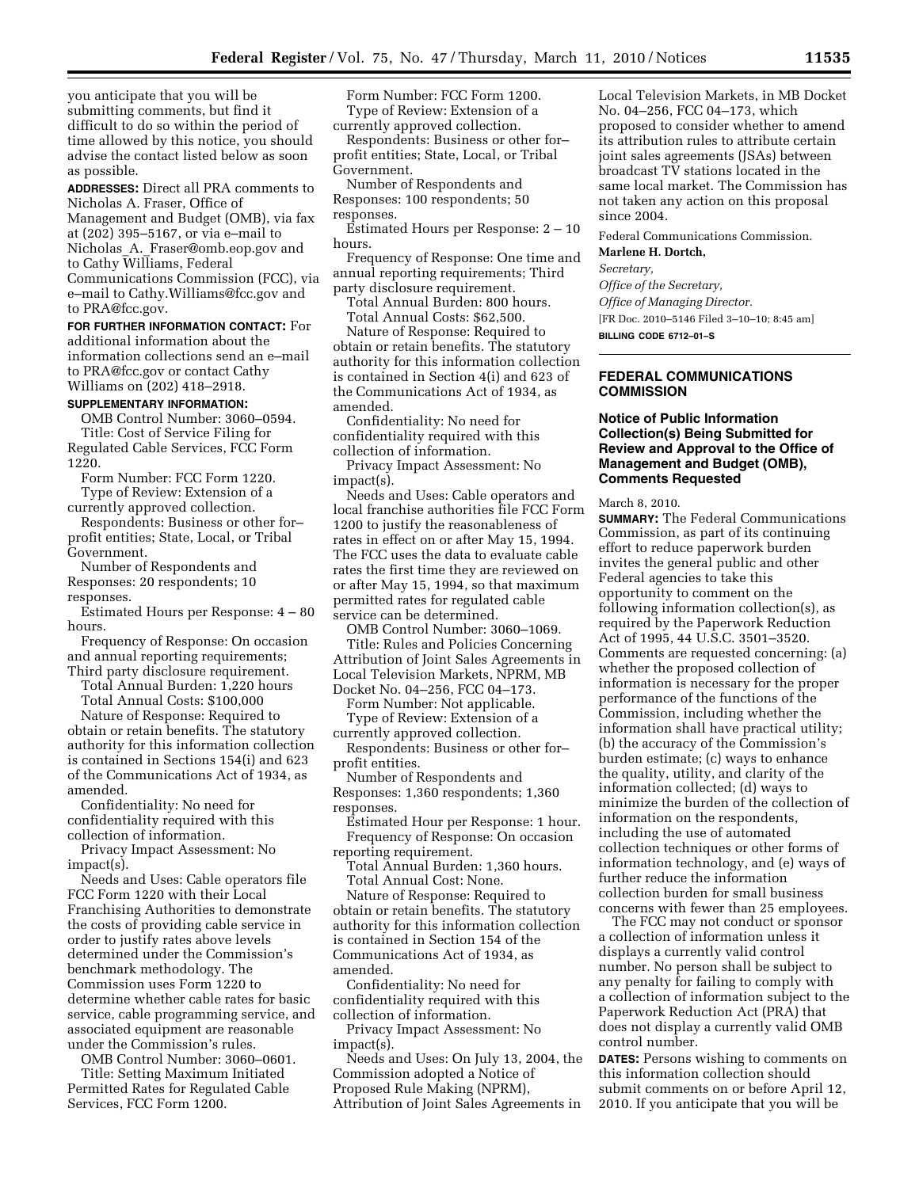you anticipate that you will be submitting comments, but find it difficult to do so within the period of time allowed by this notice, you should advise the contact listed below as soon as possible.

**ADDRESSES:** Direct all PRA comments to Nicholas A. Fraser, Office of Management and Budget (OMB), via fax at (202) 395–5167, or via e–mail to Nicholas_A._Fraser@omb.eop.gov and to Cathy Williams, Federal Communications Commission (FCC), via e–mail to Cathy.Williams@fcc.gov and to PRA@fcc.gov.

**FOR FURTHER INFORMATION CONTACT:** For additional information about the information collections send an e–mail to PRA@fcc.gov or contact Cathy Williams on (202) 418–2918.

**SUPPLEMENTARY INFORMATION:**

OMB Control Number: 3060–0594.

Title: Cost of Service Filing for Regulated Cable Services, FCC Form 1220.

Form Number: FCC Form 1220.

Type of Review: Extension of a currently approved collection.

Respondents: Business or other for–profit entities; State, Local, or Tribal Government.

Number of Respondents and Responses: 20 respondents; 10 responses.

Estimated Hours per Response: 4 – 80 hours.

Frequency of Response: On occasion and annual reporting requirements; Third party disclosure requirement.

Total Annual Burden: 1,220 hours

Total Annual Costs: $100,000

Nature of Response: Required to obtain or retain benefits. The statutory authority for this information collection is contained in Sections 154(i) and 623 of the Communications Act of 1934, as amended.

Confidentiality: No need for confidentiality required with this collection of information.

Privacy Impact Assessment: No impact(s).

Needs and Uses: Cable operators file FCC Form 1220 with their Local Franchising Authorities to demonstrate the costs of providing cable service in order to justify rates above levels determined under the Commission's benchmark methodology. The Commission uses Form 1220 to determine whether cable rates for basic service, cable programming service, and associated equipment are reasonable under the Commission's rules.

OMB Control Number: 3060–0601.

Title: Setting Maximum Initiated Permitted Rates for Regulated Cable Services, FCC Form 1200.

Form Number: FCC Form 1200.

Type of Review: Extension of a currently approved collection.

Respondents: Business or other for–profit entities; State, Local, or Tribal Government.

Number of Respondents and Responses: 100 respondents; 50 responses.

Estimated Hours per Response: 2 – 10 hours.

Frequency of Response: One time and annual reporting requirements; Third party disclosure requirement.

Total Annual Burden: 800 hours.

Total Annual Costs: $62,500.

Nature of Response: Required to obtain or retain benefits. The statutory authority for this information collection is contained in Section 4(i) and 623 of the Communications Act of 1934, as amended.

Confidentiality: No need for confidentiality required with this collection of information.

Privacy Impact Assessment: No impact(s).

Needs and Uses: Cable operators and local franchise authorities file FCC Form 1200 to justify the reasonableness of rates in effect on or after May 15, 1994. The FCC uses the data to evaluate cable rates the first time they are reviewed on or after May 15, 1994, so that maximum permitted rates for regulated cable service can be determined.

OMB Control Number: 3060–1069.

Title: Rules and Policies Concerning Attribution of Joint Sales Agreements in Local Television Markets, NPRM, MB Docket No. 04–256, FCC 04–173.

Form Number: Not applicable.

Type of Review: Extension of a currently approved collection.

Respondents: Business or other for–profit entities.

Number of Respondents and Responses: 1,360 respondents; 1,360 responses.

Estimated Hour per Response: 1 hour.

Frequency of Response: On occasion reporting requirement.

Total Annual Burden: 1,360 hours.

Total Annual Cost: None.

Nature of Response: Required to obtain or retain benefits. The statutory authority for this information collection is contained in Section 154 of the Communications Act of 1934, as amended.

Confidentiality: No need for confidentiality required with this collection of information.

Privacy Impact Assessment: No impact(s).

Needs and Uses: On July 13, 2004, the Commission adopted a Notice of Proposed Rule Making (NPRM), Attribution of Joint Sales Agreements in Local Television Markets, in MB Docket No. 04–256, FCC 04–173, which proposed to consider whether to amend its attribution rules to attribute certain joint sales agreements (JSAs) between broadcast TV stations located in the same local market. The Commission has not taken any action on this proposal since 2004.

Federal Communications Commission.

**Marlene H. Dortch,**

*Secretary,*

*Office of the Secretary,*

*Office of Managing Director.*

[FR Doc. 2010–5146 Filed 3–10–10; 8:45 am]

**BILLING CODE 6712–01–S**

## FEDERAL COMMUNICATIONS COMMISSION

### Notice of Public Information Collection(s) Being Submitted for Review and Approval to the Office of Management and Budget (OMB), Comments Requested

March 8, 2010.

**SUMMARY:** The Federal Communications Commission, as part of its continuing effort to reduce paperwork burden invites the general public and other Federal agencies to take this opportunity to comment on the following information collection(s), as required by the Paperwork Reduction Act of 1995, 44 U.S.C. 3501–3520. Comments are requested concerning: (a) whether the proposed collection of information is necessary for the proper performance of the functions of the Commission, including whether the information shall have practical utility; (b) the accuracy of the Commission's burden estimate; (c) ways to enhance the quality, utility, and clarity of the information collected; (d) ways to minimize the burden of the collection of information on the respondents, including the use of automated collection techniques or other forms of information technology, and (e) ways of further reduce the information collection burden for small business concerns with fewer than 25 employees.

The FCC may not conduct or sponsor a collection of information unless it displays a currently valid control number. No person shall be subject to any penalty for failing to comply with a collection of information subject to the Paperwork Reduction Act (PRA) that does not display a currently valid OMB control number.

**DATES:** Persons wishing to comments on this information collection should submit comments on or before April 12, 2010. If you anticipate that you will be